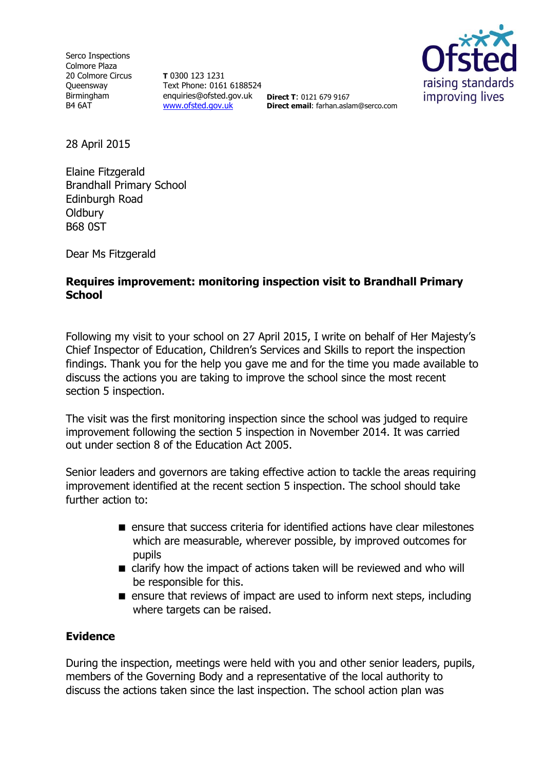Serco Inspections
Colmore Plaza
20 Colmore Circus
Queensway
Birmingham
B4 6AT

**T** 0300 123 1231
Text Phone: 0161 6188524
enquiries@ofsted.gov.uk
www.ofsted.gov.uk

**Direct T**: 0121 679 9167
**Direct email**: farhan.aslam@serco.com

Ofsted
raising standards
improving lives

28 April 2015

Elaine Fitzgerald
Brandhall Primary School
Edinburgh Road
Oldbury
B68 0ST

Dear Ms Fitzgerald

**Requires improvement: monitoring inspection visit to Brandhall Primary School**

Following my visit to your school on 27 April 2015, I write on behalf of Her Majesty's Chief Inspector of Education, Children's Services and Skills to report the inspection findings. Thank you for the help you gave me and for the time you made available to discuss the actions you are taking to improve the school since the most recent section 5 inspection.

The visit was the first monitoring inspection since the school was judged to require improvement following the section 5 inspection in November 2014. It was carried out under section 8 of the Education Act 2005.

Senior leaders and governors are taking effective action to tackle the areas requiring improvement identified at the recent section 5 inspection. The school should take further action to:

- ensure that success criteria for identified actions have clear milestones which are measurable, wherever possible, by improved outcomes for pupils
- clarify how the impact of actions taken will be reviewed and who will be responsible for this.
- ensure that reviews of impact are used to inform next steps, including where targets can be raised.

## Evidence

During the inspection, meetings were held with you and other senior leaders, pupils, members of the Governing Body and a representative of the local authority to discuss the actions taken since the last inspection. The school action plan was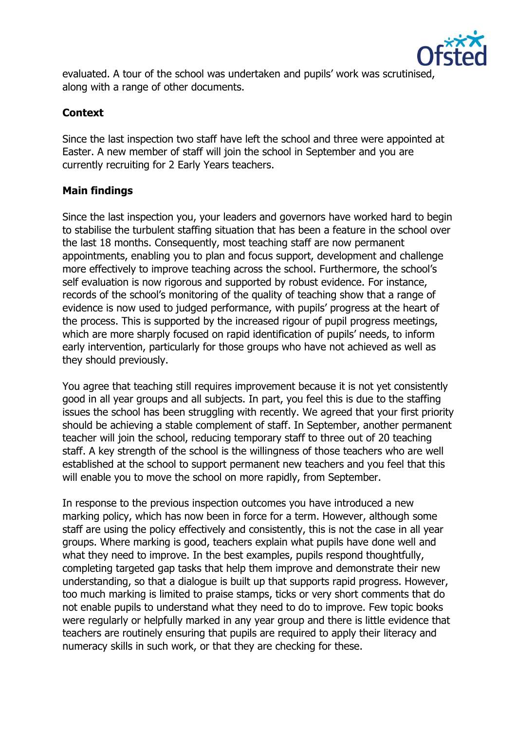evaluated. A tour of the school was undertaken and pupils' work was scrutinised, along with a range of other documents.

**Context**

Since the last inspection two staff have left the school and three were appointed at Easter. A new member of staff will join the school in September and you are currently recruiting for 2 Early Years teachers.

**Main findings**

Since the last inspection you, your leaders and governors have worked hard to begin to stabilise the turbulent staffing situation that has been a feature in the school over the last 18 months. Consequently, most teaching staff are now permanent appointments, enabling you to plan and focus support, development and challenge more effectively to improve teaching across the school. Furthermore, the school's self evaluation is now rigorous and supported by robust evidence. For instance, records of the school's monitoring of the quality of teaching show that a range of evidence is now used to judged performance, with pupils' progress at the heart of the process. This is supported by the increased rigour of pupil progress meetings, which are more sharply focused on rapid identification of pupils' needs, to inform early intervention, particularly for those groups who have not achieved as well as they should previously.

You agree that teaching still requires improvement because it is not yet consistently good in all year groups and all subjects. In part, you feel this is due to the staffing issues the school has been struggling with recently. We agreed that your first priority should be achieving a stable complement of staff. In September, another permanent teacher will join the school, reducing temporary staff to three out of 20 teaching staff. A key strength of the school is the willingness of those teachers who are well established at the school to support permanent new teachers and you feel that this will enable you to move the school on more rapidly, from September.

In response to the previous inspection outcomes you have introduced a new marking policy, which has now been in force for a term. However, although some staff are using the policy effectively and consistently, this is not the case in all year groups. Where marking is good, teachers explain what pupils have done well and what they need to improve. In the best examples, pupils respond thoughtfully, completing targeted gap tasks that help them improve and demonstrate their new understanding, so that a dialogue is built up that supports rapid progress. However, too much marking is limited to praise stamps, ticks or very short comments that do not enable pupils to understand what they need to do to improve. Few topic books were regularly or helpfully marked in any year group and there is little evidence that teachers are routinely ensuring that pupils are required to apply their literacy and numeracy skills in such work, or that they are checking for these.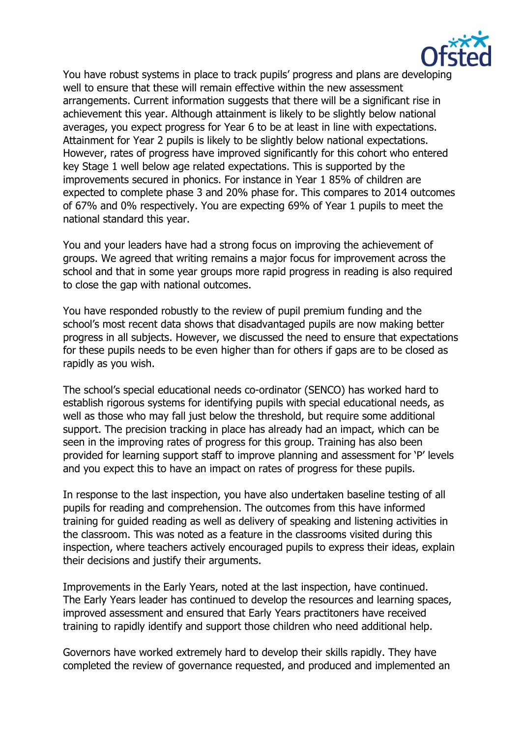You have robust systems in place to track pupils' progress and plans are developing well to ensure that these will remain effective within the new assessment arrangements. Current information suggests that there will be a significant rise in achievement this year. Although attainment is likely to be slightly below national averages, you expect progress for Year 6 to be at least in line with expectations. Attainment for Year 2 pupils is likely to be slightly below national expectations. However, rates of progress have improved significantly for this cohort who entered key Stage 1 well below age related expectations. This is supported by the improvements secured in phonics. For instance in Year 1 85% of children are expected to complete phase 3 and 20% phase for. This compares to 2014 outcomes of 67% and 0% respectively. You are expecting 69% of Year 1 pupils to meet the national standard this year.

You and your leaders have had a strong focus on improving the achievement of groups. We agreed that writing remains a major focus for improvement across the school and that in some year groups more rapid progress in reading is also required to close the gap with national outcomes.

You have responded robustly to the review of pupil premium funding and the school's most recent data shows that disadvantaged pupils are now making better progress in all subjects. However, we discussed the need to ensure that expectations for these pupils needs to be even higher than for others if gaps are to be closed as rapidly as you wish.

The school's special educational needs co-ordinator (SENCO) has worked hard to establish rigorous systems for identifying pupils with special educational needs, as well as those who may fall just below the threshold, but require some additional support. The precision tracking in place has already had an impact, which can be seen in the improving rates of progress for this group. Training has also been provided for learning support staff to improve planning and assessment for 'P' levels and you expect this to have an impact on rates of progress for these pupils.

In response to the last inspection, you have also undertaken baseline testing of all pupils for reading and comprehension. The outcomes from this have informed training for guided reading as well as delivery of speaking and listening activities in the classroom. This was noted as a feature in the classrooms visited during this inspection, where teachers actively encouraged pupils to express their ideas, explain their decisions and justify their arguments.

Improvements in the Early Years, noted at the last inspection, have continued. The Early Years leader has continued to develop the resources and learning spaces, improved assessment and ensured that Early Years practitoners have received training to rapidly identify and support those children who need additional help.

Governors have worked extremely hard to develop their skills rapidly. They have completed the review of governance requested, and produced and implemented an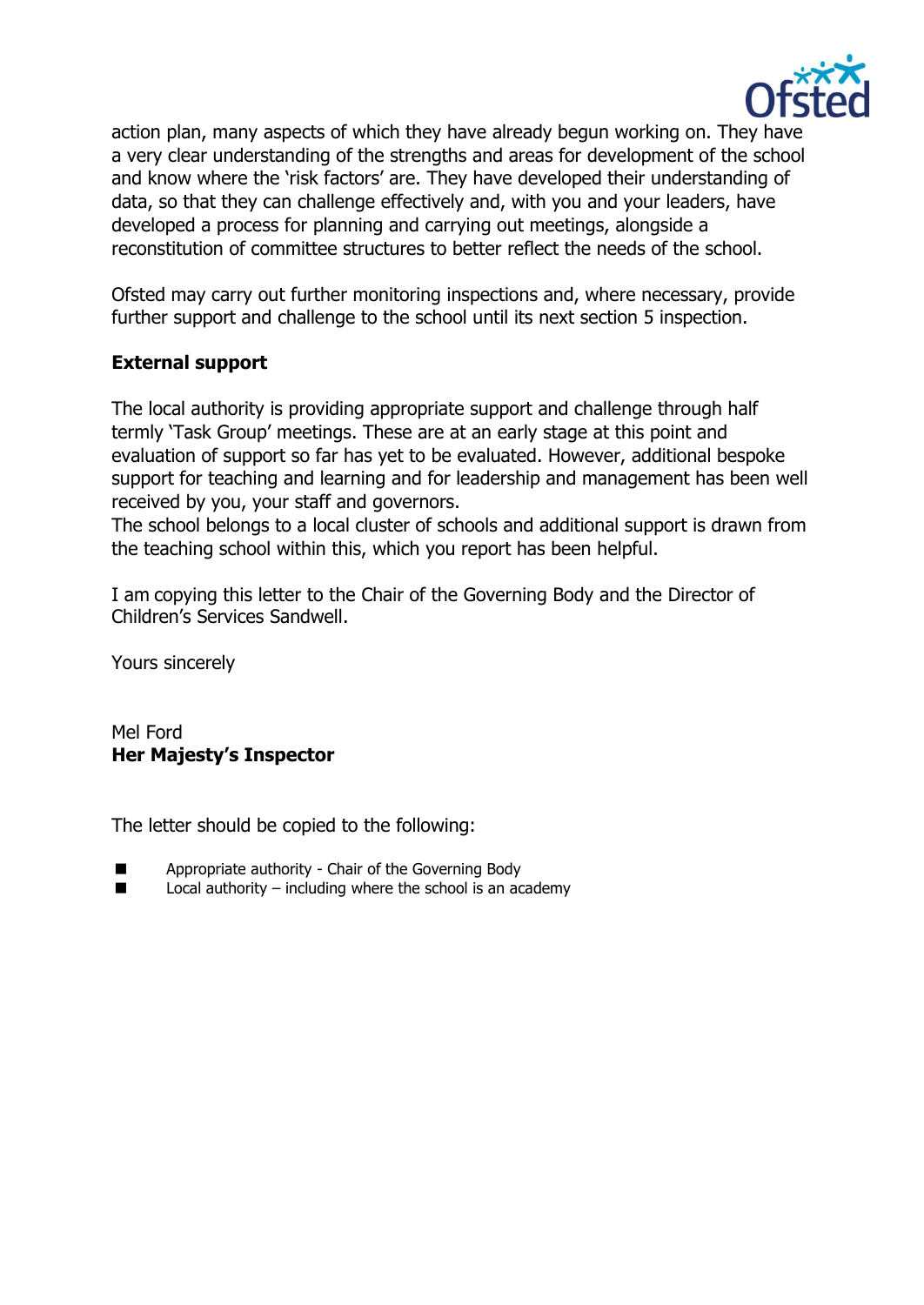action plan, many aspects of which they have already begun working on. They have a very clear understanding of the strengths and areas for development of the school and know where the 'risk factors' are. They have developed their understanding of data, so that they can challenge effectively and, with you and your leaders, have developed a process for planning and carrying out meetings, alongside a reconstitution of committee structures to better reflect the needs of the school.

Ofsted may carry out further monitoring inspections and, where necessary, provide further support and challenge to the school until its next section 5 inspection.

**External support**

The local authority is providing appropriate support and challenge through half termly 'Task Group' meetings. These are at an early stage at this point and evaluation of support so far has yet to be evaluated. However, additional bespoke support for teaching and learning and for leadership and management has been well received by you, your staff and governors.
The school belongs to a local cluster of schools and additional support is drawn from the teaching school within this, which you report has been helpful.

I am copying this letter to the Chair of the Governing Body and the Director of Children's Services Sandwell.

Yours sincerely

Mel Ford
**Her Majesty's Inspector**

The letter should be copied to the following:

- Appropriate authority - Chair of the Governing Body
- Local authority – including where the school is an academy